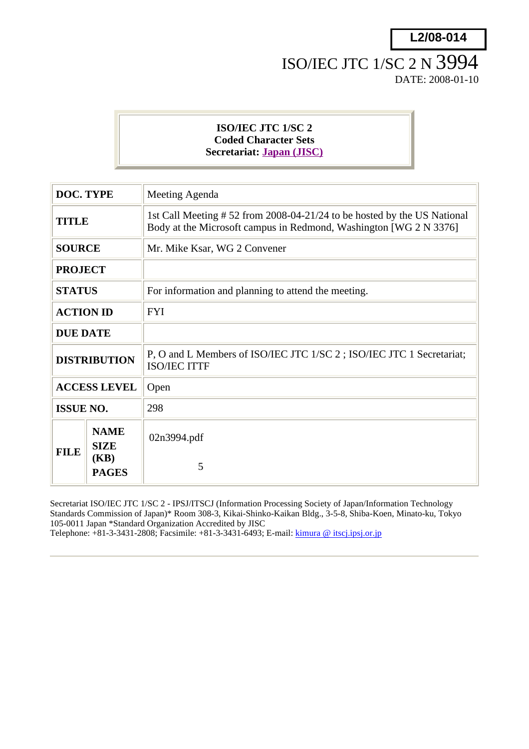**L2/08-014**

ISO/IEC JTC 1/SC 2 N 3994
DATE: 2008-01-10

**ISO/IEC JTC 1/SC 2**
**Coded Character Sets**
**Secretariat: Japan (JISC)**

| | | |
|---|---|---|
| **DOC. TYPE** | | Meeting Agenda |
| **TITLE** | | 1st Call Meeting # 52 from 2008-04-21/24 to be hosted by the US National Body at the Microsoft campus in Redmond, Washington [WG 2 N 3376] |
| **SOURCE** | | Mr. Mike Ksar, WG 2 Convener |
| **PROJECT** | | |
| **STATUS** | | For information and planning to attend the meeting. |
| **ACTION ID** | | FYI |
| **DUE DATE** | | |
| **DISTRIBUTION** | | P, O and L Members of ISO/IEC JTC 1/SC 2 ; ISO/IEC JTC 1 Secretariat; ISO/IEC ITTF |
| **ACCESS LEVEL** | | Open |
| **ISSUE NO.** | | 298 |
| **FILE** | **NAME** | 02n3994.pdf |
| | **SIZE (KB)** | |
| | **PAGES** | 5 |

Secretariat ISO/IEC JTC 1/SC 2 - IPSJ/ITSCJ (Information Processing Society of Japan/Information Technology Standards Commission of Japan)* Room 308-3, Kikai-Shinko-Kaikan Bldg., 3-5-8, Shiba-Koen, Minato-ku, Tokyo 105-0011 Japan *Standard Organization Accredited by JISC
Telephone: +81-3-3431-2808; Facsimile: +81-3-3431-6493; E-mail: kimura @ itscj.ipsj.or.jp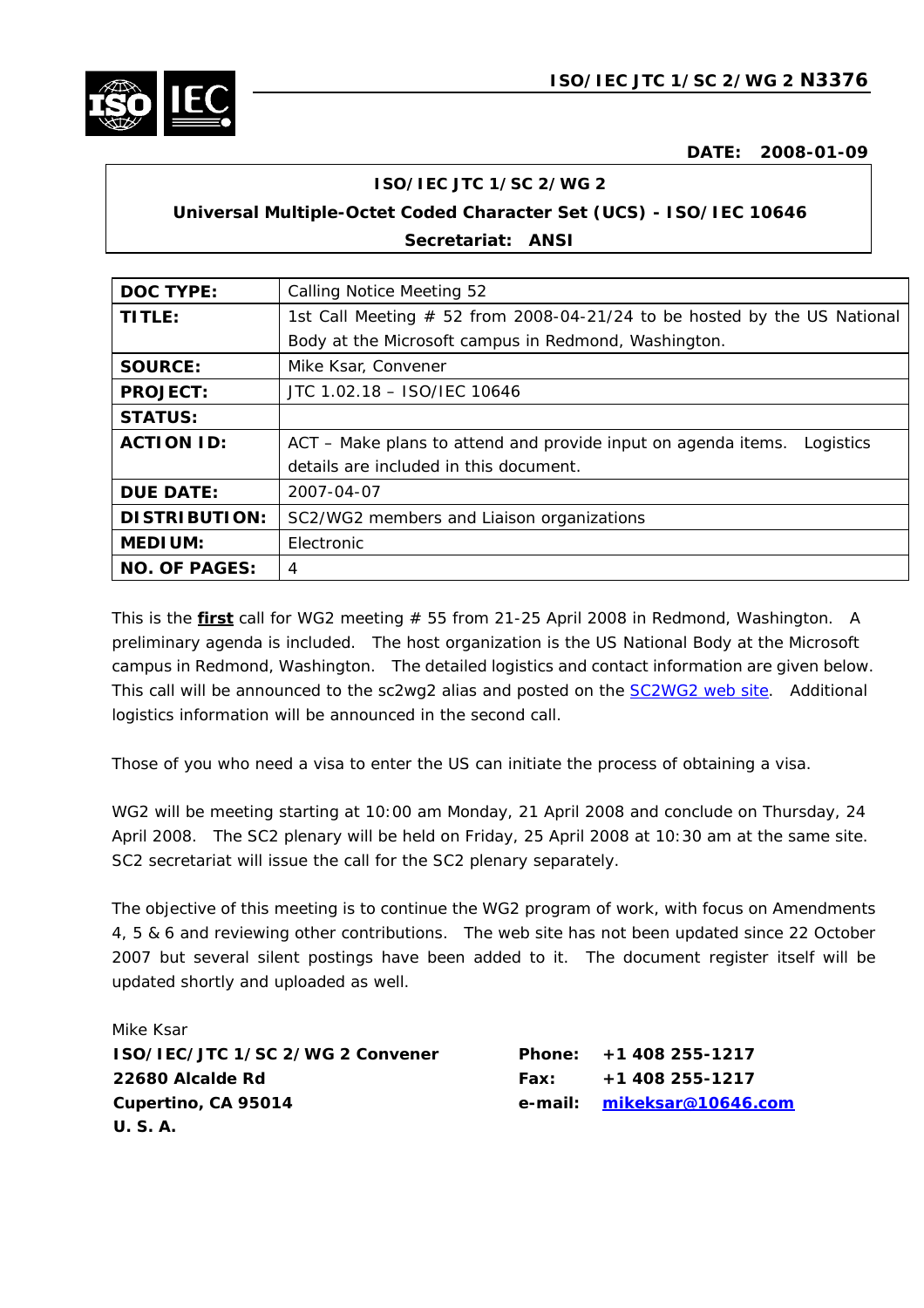**ISO/IEC JTC 1/SC 2/WG 2 N3376**

**DATE: 2008-01-09**

**ISO/IEC JTC 1/SC 2/WG 2**
**Universal Multiple-Octet Coded Character Set (UCS) - ISO/IEC 10646**
**Secretariat: ANSI**

| | |
|---|---|
| **DOC TYPE:** | Calling Notice Meeting 52 |
| **TITLE:** | 1st Call Meeting # 52 from 2008-04-21/24 to be hosted by the US National Body at the Microsoft campus in Redmond, Washington. |
| **SOURCE:** | Mike Ksar, Convener |
| **PROJECT:** | JTC 1.02.18 – ISO/IEC 10646 |
| **STATUS:** | |
| **ACTION ID:** | ACT – Make plans to attend and provide input on agenda items. Logistics details are included in this document. |
| **DUE DATE:** | 2007-04-07 |
| **DISTRIBUTION:** | SC2/WG2 members and Liaison organizations |
| **MEDIUM:** | Electronic |
| **NO. OF PAGES:** | 4 |

This is the **first** call for WG2 meeting # 55 from 21-25 April 2008 in Redmond, Washington. A preliminary agenda is included. The host organization is the US National Body at the Microsoft campus in Redmond, Washington. The detailed logistics and contact information are given below. This call will be announced to the sc2wg2 alias and posted on the SC2WG2 web site. Additional logistics information will be announced in the second call.

Those of you who need a visa to enter the US can initiate the process of obtaining a visa.

WG2 will be meeting starting at 10:00 am Monday, 21 April 2008 and conclude on Thursday, 24 April 2008. The SC2 plenary will be held on Friday, 25 April 2008 at 10:30 am at the same site. SC2 secretariat will issue the call for the SC2 plenary separately.

The objective of this meeting is to continue the WG2 program of work, with focus on Amendments 4, 5 & 6 and reviewing other contributions. The web site has not been updated since 22 October 2007 but several silent postings have been added to it. The document register itself will be updated shortly and uploaded as well.

Mike Ksar
**ISO/IEC/JTC 1/SC 2/WG 2 Convener**
**22680 Alcalde Rd**
**Cupertino, CA 95014**
**U. S. A.**

**Phone:** +1 408 255-1217
**Fax:** +1 408 255-1217
**e-mail:** mikeksar@10646.com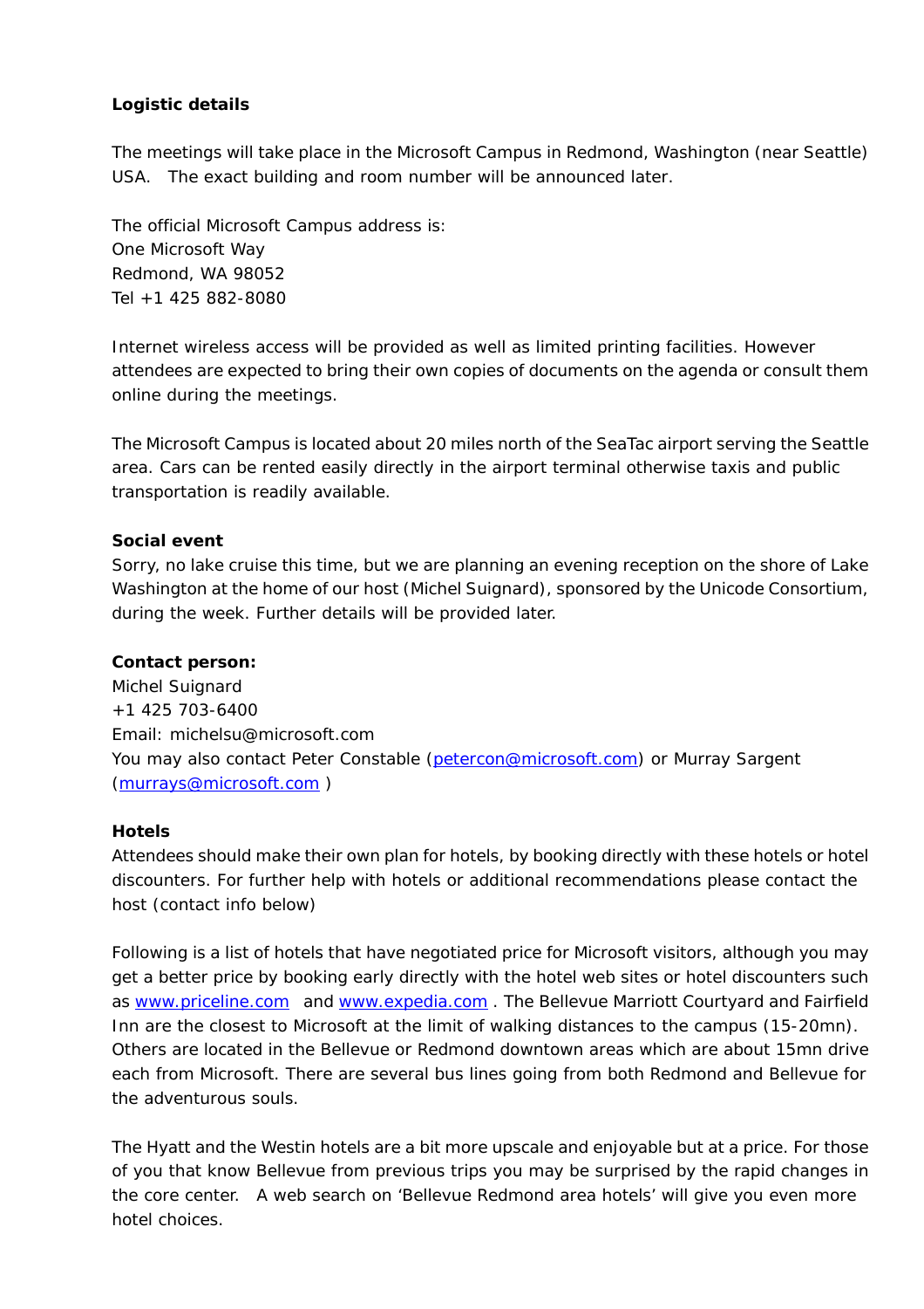**Logistic details**

The meetings will take place in the Microsoft Campus in Redmond, Washington (near Seattle) USA. The exact building and room number will be announced later.

The official Microsoft Campus address is:
One Microsoft Way
Redmond, WA 98052
Tel +1 425 882-8080

Internet wireless access will be provided as well as limited printing facilities. However attendees are expected to bring their own copies of documents on the agenda or consult them online during the meetings.

The Microsoft Campus is located about 20 miles north of the SeaTac airport serving the Seattle area. Cars can be rented easily directly in the airport terminal otherwise taxis and public transportation is readily available.

**Social event**
Sorry, no lake cruise this time, but we are planning an evening reception on the shore of Lake Washington at the home of our host (Michel Suignard), sponsored by the Unicode Consortium, during the week. Further details will be provided later.

**Contact person:**
Michel Suignard
+1 425 703-6400
Email: michelsu@microsoft.com
You may also contact Peter Constable (petercon@microsoft.com) or Murray Sargent (murrays@microsoft.com )

**Hotels**
Attendees should make their own plan for hotels, by booking directly with these hotels or hotel discounters. For further help with hotels or additional recommendations please contact the host (contact info below)

Following is a list of hotels that have negotiated price for Microsoft visitors, although you may get a better price by booking early directly with the hotel web sites or hotel discounters such as www.priceline.com and www.expedia.com . The Bellevue Marriott Courtyard and Fairfield Inn are the closest to Microsoft at the limit of walking distances to the campus (15-20mn). Others are located in the Bellevue or Redmond downtown areas which are about 15mn drive each from Microsoft. There are several bus lines going from both Redmond and Bellevue for the adventurous souls.

The Hyatt and the Westin hotels are a bit more upscale and enjoyable but at a price. For those of you that know Bellevue from previous trips you may be surprised by the rapid changes in the core center. A web search on 'Bellevue Redmond area hotels' will give you even more hotel choices.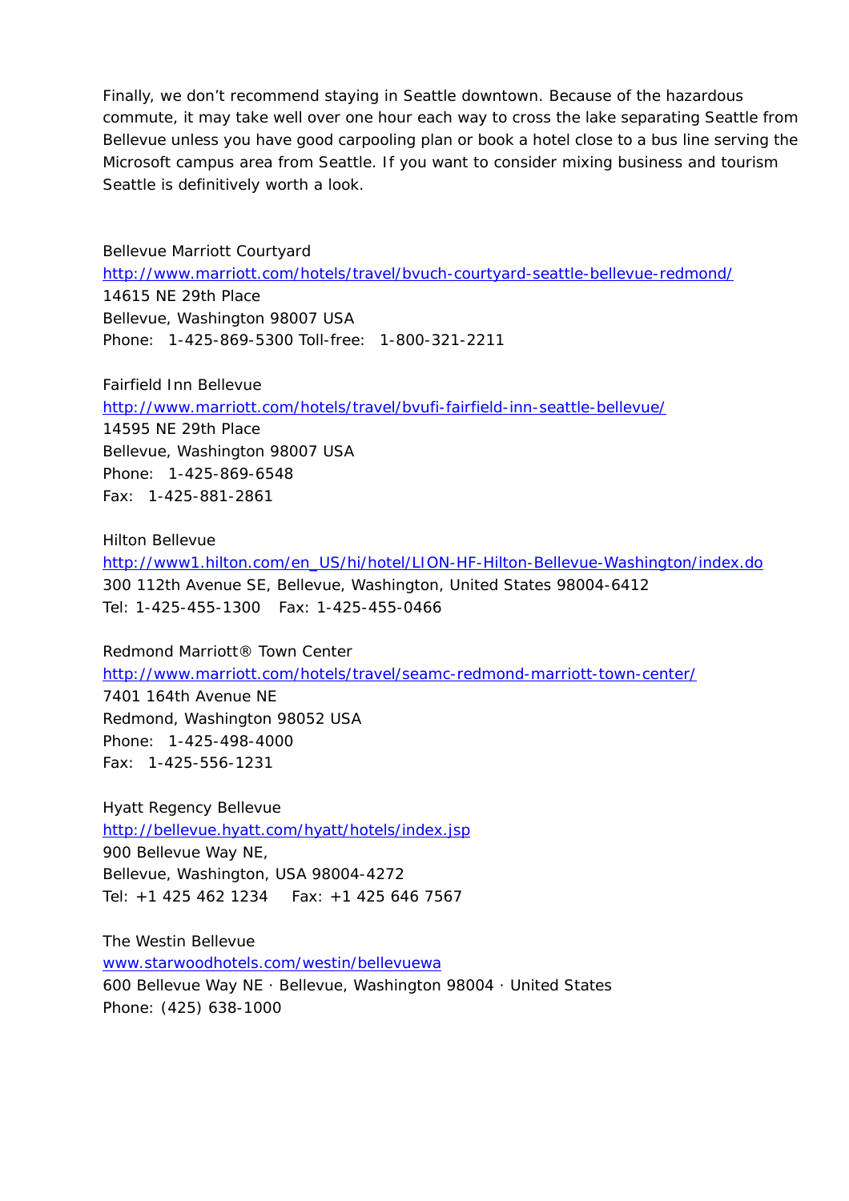Finally, we don't recommend staying in Seattle downtown. Because of the hazardous commute, it may take well over one hour each way to cross the lake separating Seattle from Bellevue unless you have good carpooling plan or book a hotel close to a bus line serving the Microsoft campus area from Seattle. If you want to consider mixing business and tourism Seattle is definitively worth a look.

Bellevue Marriott Courtyard
[http://www.marriott.com/hotels/travel/bvuch-courtyard-seattle-bellevue-redmond/](http://www.marriott.com/hotels/travel/bvuch-courtyard-seattle-bellevue-redmond/)
14615 NE 29th Place
Bellevue, Washington 98007 USA
Phone: 1-425-869-5300 Toll-free: 1-800-321-2211

Fairfield Inn Bellevue
[http://www.marriott.com/hotels/travel/bvufi-fairfield-inn-seattle-bellevue/](http://www.marriott.com/hotels/travel/bvufi-fairfield-inn-seattle-bellevue/)
14595 NE 29th Place
Bellevue, Washington 98007 USA
Phone: 1-425-869-6548
Fax: 1-425-881-2861

Hilton Bellevue
[http://www1.hilton.com/en_US/hi/hotel/LION-HF-Hilton-Bellevue-Washington/index.do](http://www1.hilton.com/en_US/hi/hotel/LION-HF-Hilton-Bellevue-Washington/index.do)
300 112th Avenue SE, Bellevue, Washington, United States 98004-6412
Tel: 1-425-455-1300 Fax: 1-425-455-0466

Redmond Marriott® Town Center
[http://www.marriott.com/hotels/travel/seamc-redmond-marriott-town-center/](http://www.marriott.com/hotels/travel/seamc-redmond-marriott-town-center/)
7401 164th Avenue NE
Redmond, Washington 98052 USA
Phone: 1-425-498-4000
Fax: 1-425-556-1231

Hyatt Regency Bellevue
[http://bellevue.hyatt.com/hyatt/hotels/index.jsp](http://bellevue.hyatt.com/hyatt/hotels/index.jsp)
900 Bellevue Way NE,
Bellevue, Washington, USA 98004-4272
Tel: +1 425 462 1234 Fax: +1 425 646 7567

The Westin Bellevue
[www.starwoodhotels.com/westin/bellevuewa](www.starwoodhotels.com/westin/bellevuewa)
600 Bellevue Way NE · Bellevue, Washington 98004 · United States
Phone: (425) 638-1000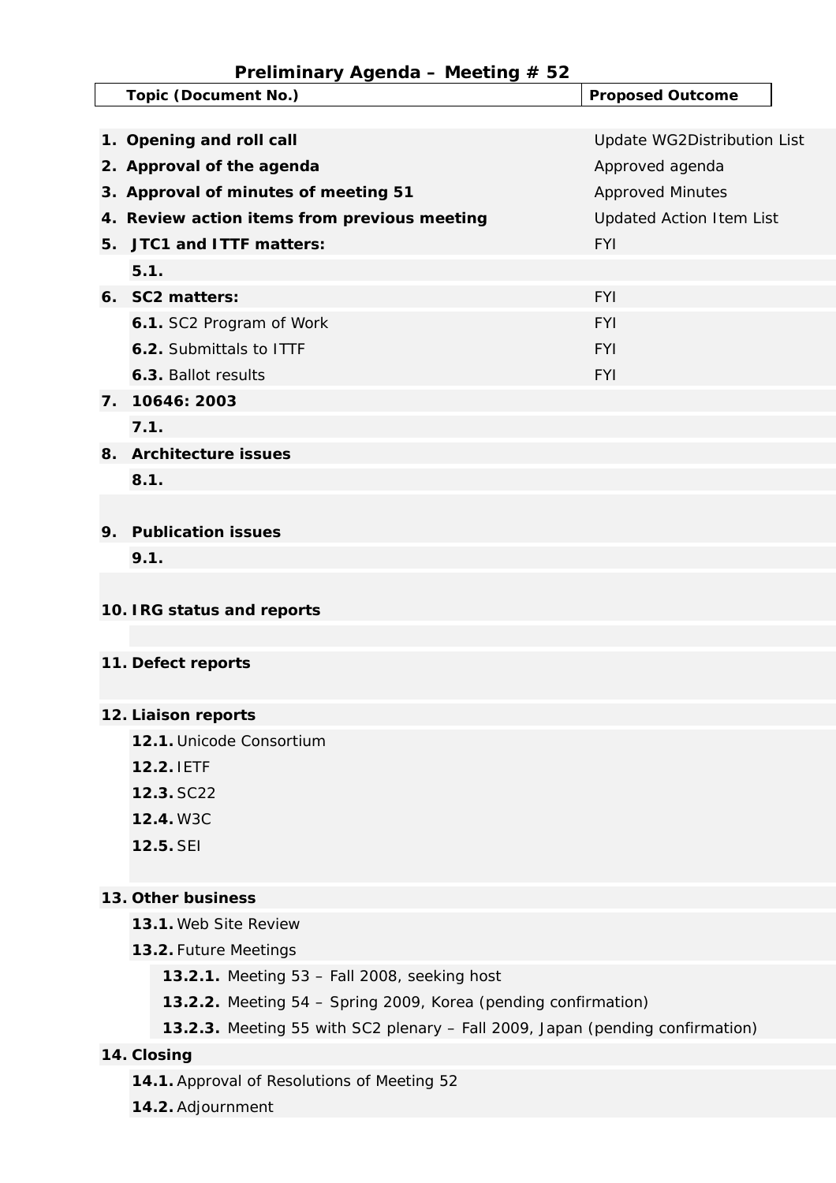## Preliminary Agenda – Meeting # 52

| Topic (Document No.) | Proposed Outcome |
|---|---|
| **1. Opening and roll call** | Update WG2Distribution List |
| **2. Approval of the agenda** | Approved agenda |
| **3. Approval of minutes of meeting 51** | Approved Minutes |
| **4. Review action items from previous meeting** | Updated Action Item List |
| **5. JTC1 and ITTF matters:** | FYI |
| **5.1.** | |
| **6. SC2 matters:** | FYI |
| **6.1.** SC2 Program of Work | FYI |
| **6.2.** Submittals to ITTF | FYI |
| **6.3.** Ballot results | FYI |
| **7. 10646: 2003** | |
| **7.1.** | |
| **8. Architecture issues** | |
| **8.1.** | |
| **9. Publication issues** | |
| **9.1.** | |
| **10. IRG status and reports** | |
| **11. Defect reports** | |
| **12. Liaison reports** | |
| **12.1.** Unicode Consortium | |
| **12.2.** IETF | |
| **12.3.** SC22 | |
| **12.4.** W3C | |
| **12.5.** SEI | |
| **13. Other business** | |
| **13.1.** Web Site Review | |
| **13.2.** Future Meetings | |
| **13.2.1.** Meeting 53 – Fall 2008, seeking host | |
| **13.2.2.** Meeting 54 – Spring 2009, Korea (pending confirmation) | |
| **13.2.3.** Meeting 55 with SC2 plenary – Fall 2009, Japan (pending confirmation) | |
| **14. Closing** | |
| **14.1.** Approval of Resolutions of Meeting 52 | |
| **14.2.** Adjournment | |